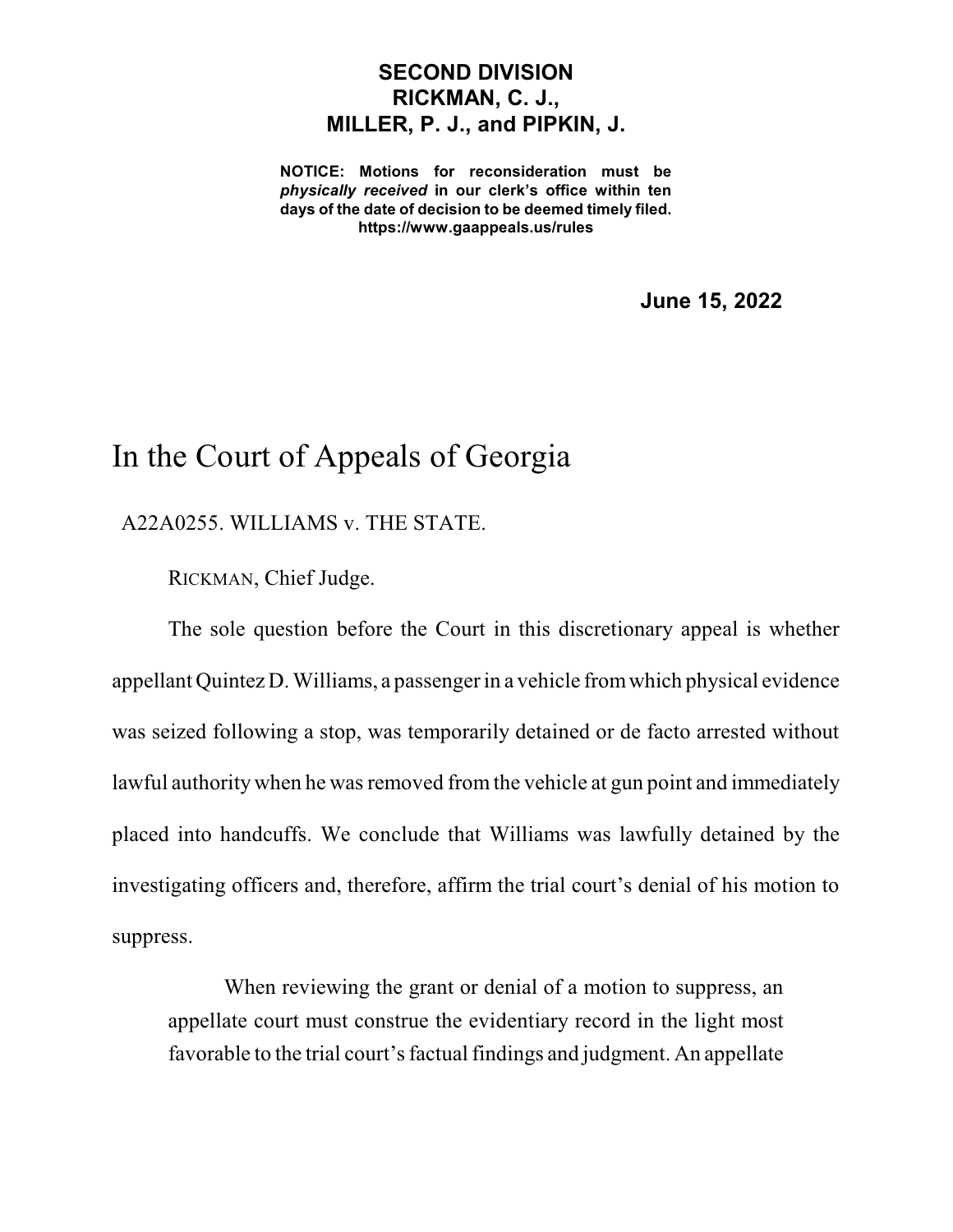**SECOND DIVISION**
**RICKMAN, C. J.,**
**MILLER, P. J., and PIPKIN, J.**

**NOTICE: Motions for reconsideration must be *physically received* in our clerk's office within ten days of the date of decision to be deemed timely filed.**
**https://www.gaappeals.us/rules**

**June 15, 2022**

# In the Court of Appeals of Georgia

A22A0255. WILLIAMS v. THE STATE.

RICKMAN, Chief Judge.

The sole question before the Court in this discretionary appeal is whether appellant Quintez D. Williams, a passenger in a vehicle from which physical evidence was seized following a stop, was temporarily detained or de facto arrested without lawful authority when he was removed from the vehicle at gun point and immediately placed into handcuffs. We conclude that Williams was lawfully detained by the investigating officers and, therefore, affirm the trial court's denial of his motion to suppress.

> When reviewing the grant or denial of a motion to suppress, an appellate court must construe the evidentiary record in the light most favorable to the trial court's factual findings and judgment. An appellate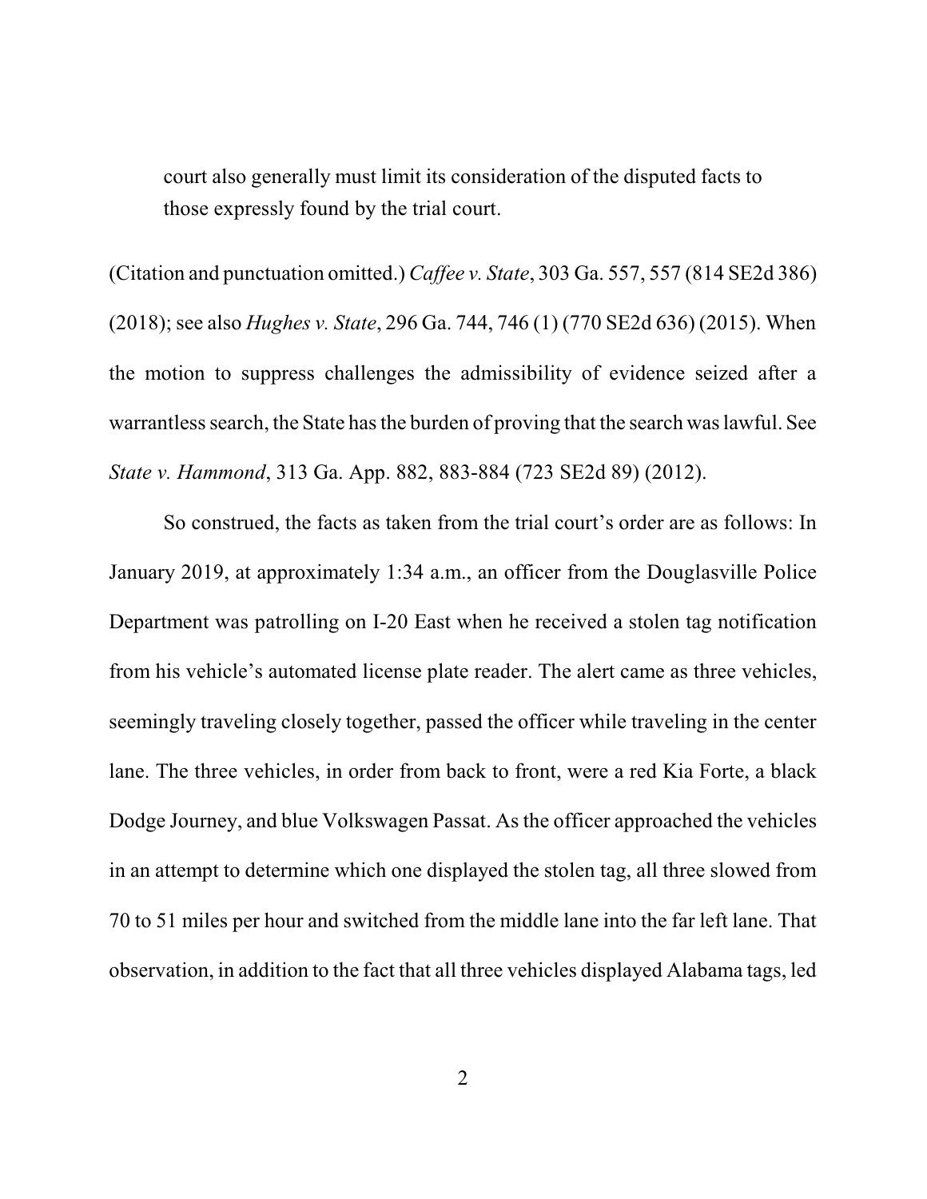court also generally must limit its consideration of the disputed facts to those expressly found by the trial court.

(Citation and punctuation omitted.) *Caffee v. State*, 303 Ga. 557, 557 (814 SE2d 386) (2018); see also *Hughes v. State*, 296 Ga. 744, 746 (1) (770 SE2d 636) (2015). When the motion to suppress challenges the admissibility of evidence seized after a warrantless search, the State has the burden of proving that the search was lawful. See *State v. Hammond*, 313 Ga. App. 882, 883-884 (723 SE2d 89) (2012).

So construed, the facts as taken from the trial court's order are as follows: In January 2019, at approximately 1:34 a.m., an officer from the Douglasville Police Department was patrolling on I-20 East when he received a stolen tag notification from his vehicle's automated license plate reader. The alert came as three vehicles, seemingly traveling closely together, passed the officer while traveling in the center lane. The three vehicles, in order from back to front, were a red Kia Forte, a black Dodge Journey, and blue Volkswagen Passat. As the officer approached the vehicles in an attempt to determine which one displayed the stolen tag, all three slowed from 70 to 51 miles per hour and switched from the middle lane into the far left lane. That observation, in addition to the fact that all three vehicles displayed Alabama tags, led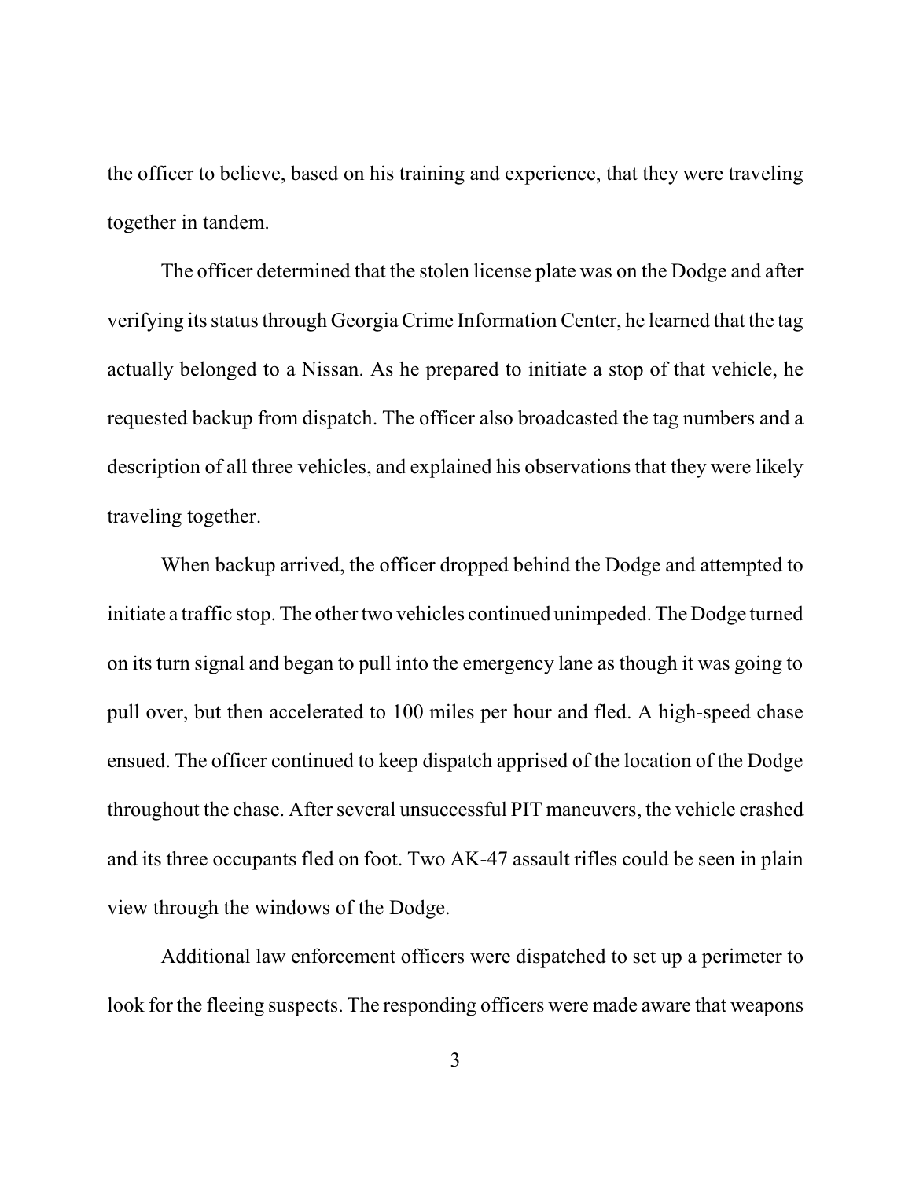the officer to believe, based on his training and experience, that they were traveling together in tandem.

The officer determined that the stolen license plate was on the Dodge and after verifying its status through Georgia Crime Information Center, he learned that the tag actually belonged to a Nissan. As he prepared to initiate a stop of that vehicle, he requested backup from dispatch. The officer also broadcasted the tag numbers and a description of all three vehicles, and explained his observations that they were likely traveling together.

When backup arrived, the officer dropped behind the Dodge and attempted to initiate a traffic stop. The other two vehicles continued unimpeded. The Dodge turned on its turn signal and began to pull into the emergency lane as though it was going to pull over, but then accelerated to 100 miles per hour and fled. A high-speed chase ensued. The officer continued to keep dispatch apprised of the location of the Dodge throughout the chase. After several unsuccessful PIT maneuvers, the vehicle crashed and its three occupants fled on foot. Two AK-47 assault rifles could be seen in plain view through the windows of the Dodge.

Additional law enforcement officers were dispatched to set up a perimeter to look for the fleeing suspects. The responding officers were made aware that weapons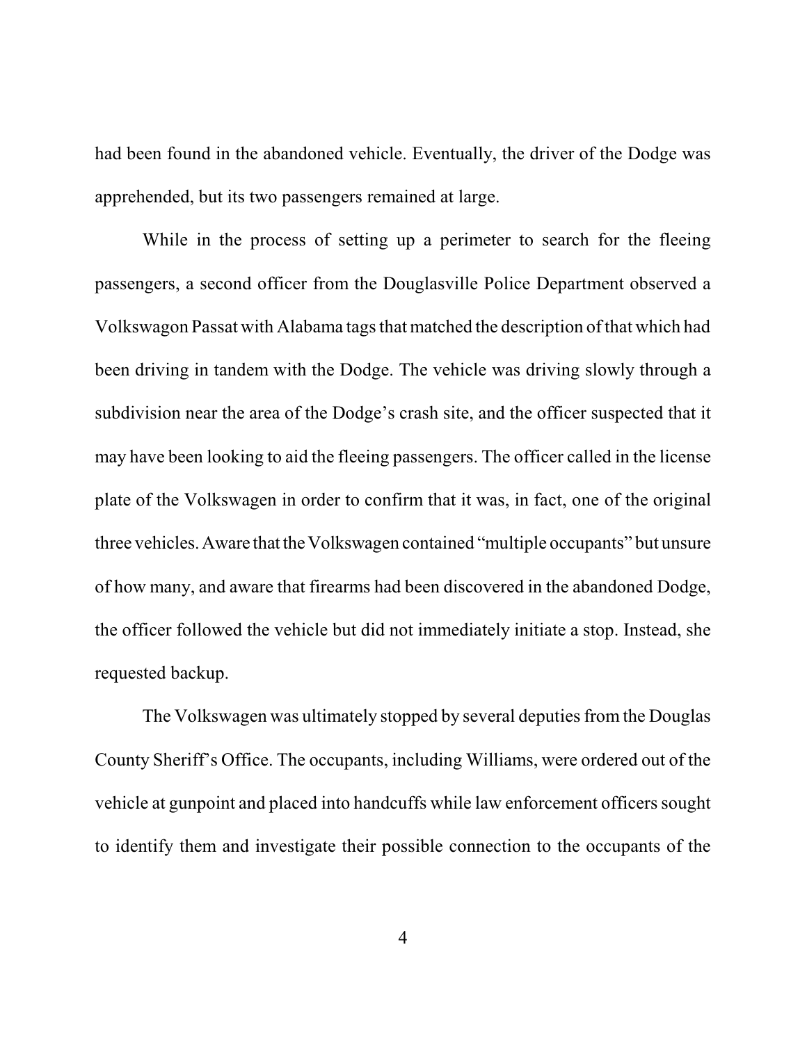had been found in the abandoned vehicle. Eventually, the driver of the Dodge was apprehended, but its two passengers remained at large.

While in the process of setting up a perimeter to search for the fleeing passengers, a second officer from the Douglasville Police Department observed a Volkswagen Passat with Alabama tags that matched the description of that which had been driving in tandem with the Dodge. The vehicle was driving slowly through a subdivision near the area of the Dodge's crash site, and the officer suspected that it may have been looking to aid the fleeing passengers. The officer called in the license plate of the Volkswagen in order to confirm that it was, in fact, one of the original three vehicles. Aware that the Volkswagen contained "multiple occupants" but unsure of how many, and aware that firearms had been discovered in the abandoned Dodge, the officer followed the vehicle but did not immediately initiate a stop. Instead, she requested backup.

The Volkswagen was ultimately stopped by several deputies from the Douglas County Sheriff's Office. The occupants, including Williams, were ordered out of the vehicle at gunpoint and placed into handcuffs while law enforcement officers sought to identify them and investigate their possible connection to the occupants of the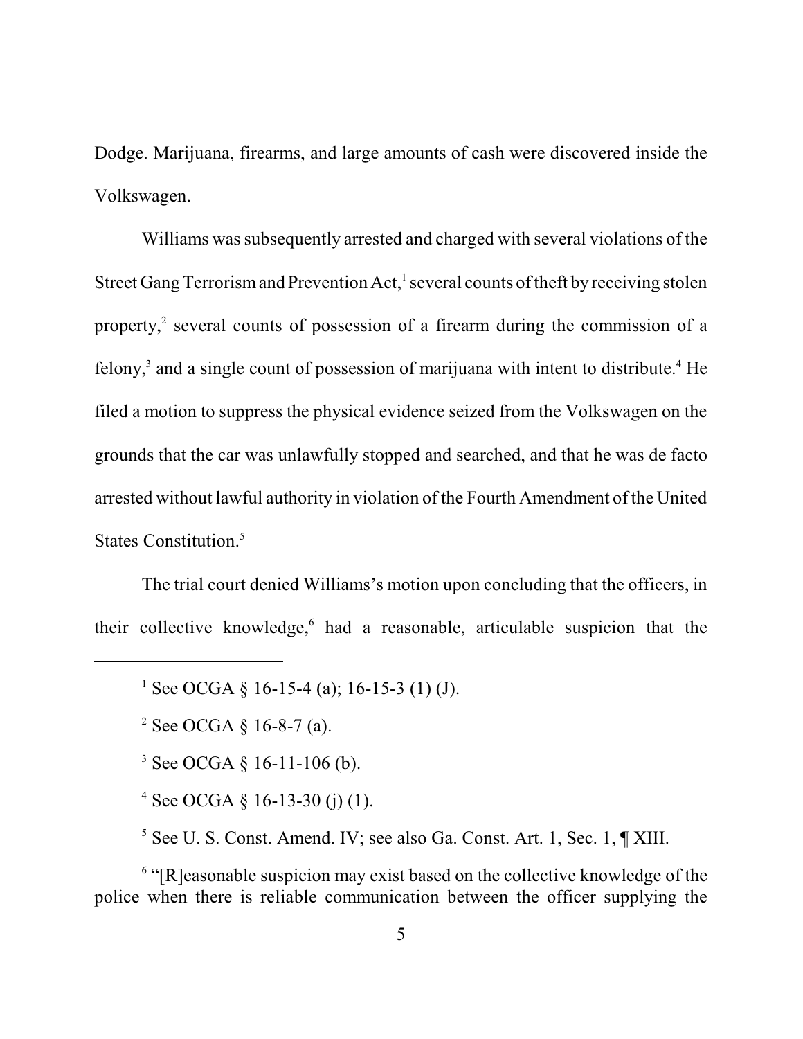Dodge. Marijuana, firearms, and large amounts of cash were discovered inside the Volkswagen.

Williams was subsequently arrested and charged with several violations of the Street Gang Terrorism and Prevention Act,[1] several counts of theft by receiving stolen property,[2] several counts of possession of a firearm during the commission of a felony,[3] and a single count of possession of marijuana with intent to distribute.[4] He filed a motion to suppress the physical evidence seized from the Volkswagen on the grounds that the car was unlawfully stopped and searched, and that he was de facto arrested without lawful authority in violation of the Fourth Amendment of the United States Constitution.[5]

The trial court denied Williams's motion upon concluding that the officers, in their collective knowledge,[6] had a reasonable, articulable suspicion that the

---

[1] See OCGA § 16-15-4 (a); 16-15-3 (1) (J).

[2] See OCGA § 16-8-7 (a).

[3] See OCGA § 16-11-106 (b).

[4] See OCGA § 16-13-30 (j) (1).

[5] See U. S. Const. Amend. IV; see also Ga. Const. Art. 1, Sec. 1, ¶ XIII.

[6] "[R]easonable suspicion may exist based on the collective knowledge of the police when there is reliable communication between the officer supplying the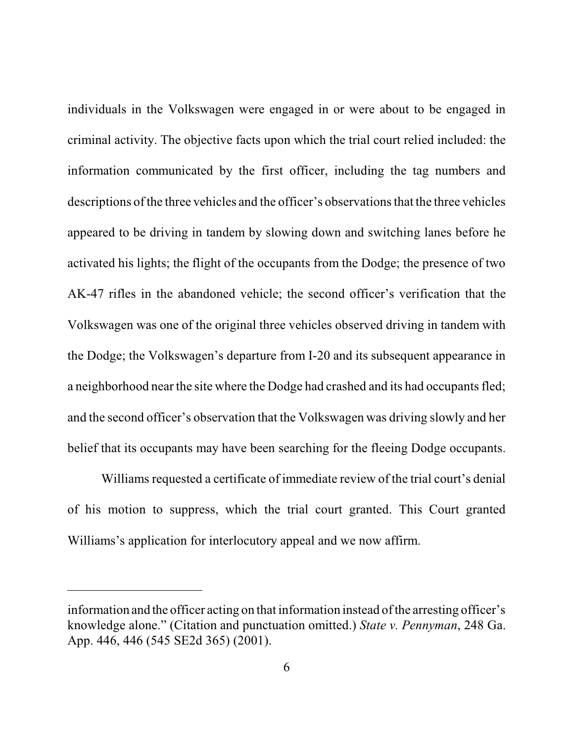individuals in the Volkswagen were engaged in or were about to be engaged in criminal activity. The objective facts upon which the trial court relied included: the information communicated by the first officer, including the tag numbers and descriptions of the three vehicles and the officer's observations that the three vehicles appeared to be driving in tandem by slowing down and switching lanes before he activated his lights; the flight of the occupants from the Dodge; the presence of two AK-47 rifles in the abandoned vehicle; the second officer's verification that the Volkswagen was one of the original three vehicles observed driving in tandem with the Dodge; the Volkswagen's departure from I-20 and its subsequent appearance in a neighborhood near the site where the Dodge had crashed and its had occupants fled; and the second officer's observation that the Volkswagen was driving slowly and her belief that its occupants may have been searching for the fleeing Dodge occupants.

Williams requested a certificate of immediate review of the trial court's denial of his motion to suppress, which the trial court granted. This Court granted Williams's application for interlocutory appeal and we now affirm.

---

information and the officer acting on that information instead of the arresting officer's knowledge alone." (Citation and punctuation omitted.) *State v. Pennyman*, 248 Ga. App. 446, 446 (545 SE2d 365) (2001).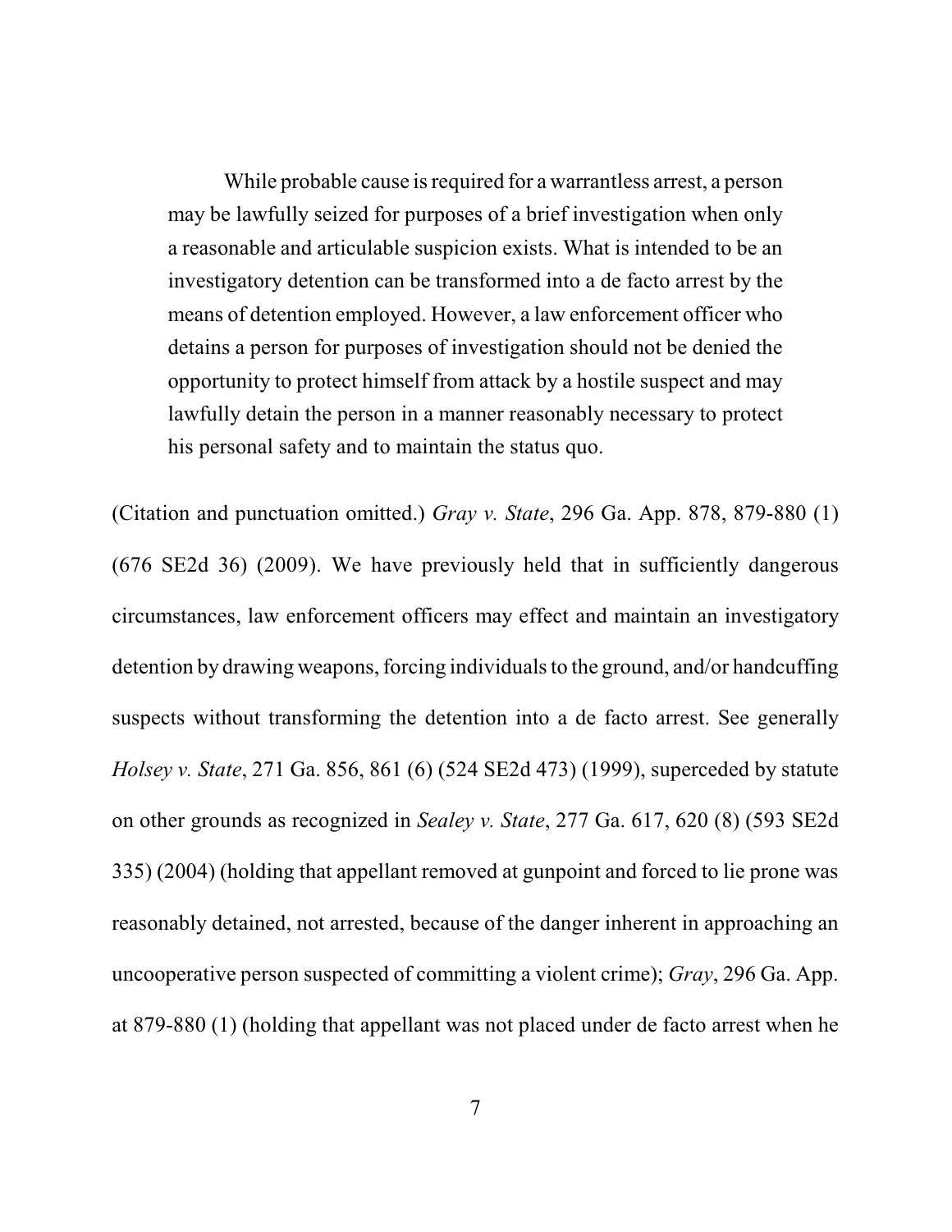> While probable cause is required for a warrantless arrest, a person may be lawfully seized for purposes of a brief investigation when only a reasonable and articulable suspicion exists. What is intended to be an investigatory detention can be transformed into a de facto arrest by the means of detention employed. However, a law enforcement officer who detains a person for purposes of investigation should not be denied the opportunity to protect himself from attack by a hostile suspect and may lawfully detain the person in a manner reasonably necessary to protect his personal safety and to maintain the status quo.

(Citation and punctuation omitted.) *Gray v. State*, 296 Ga. App. 878, 879-880 (1) (676 SE2d 36) (2009). We have previously held that in sufficiently dangerous circumstances, law enforcement officers may effect and maintain an investigatory detention by drawing weapons, forcing individuals to the ground, and/or handcuffing suspects without transforming the detention into a de facto arrest. See generally *Holsey v. State*, 271 Ga. 856, 861 (6) (524 SE2d 473) (1999), superceded by statute on other grounds as recognized in *Sealey v. State*, 277 Ga. 617, 620 (8) (593 SE2d 335) (2004) (holding that appellant removed at gunpoint and forced to lie prone was reasonably detained, not arrested, because of the danger inherent in approaching an uncooperative person suspected of committing a violent crime); *Gray*, 296 Ga. App. at 879-880 (1) (holding that appellant was not placed under de facto arrest when he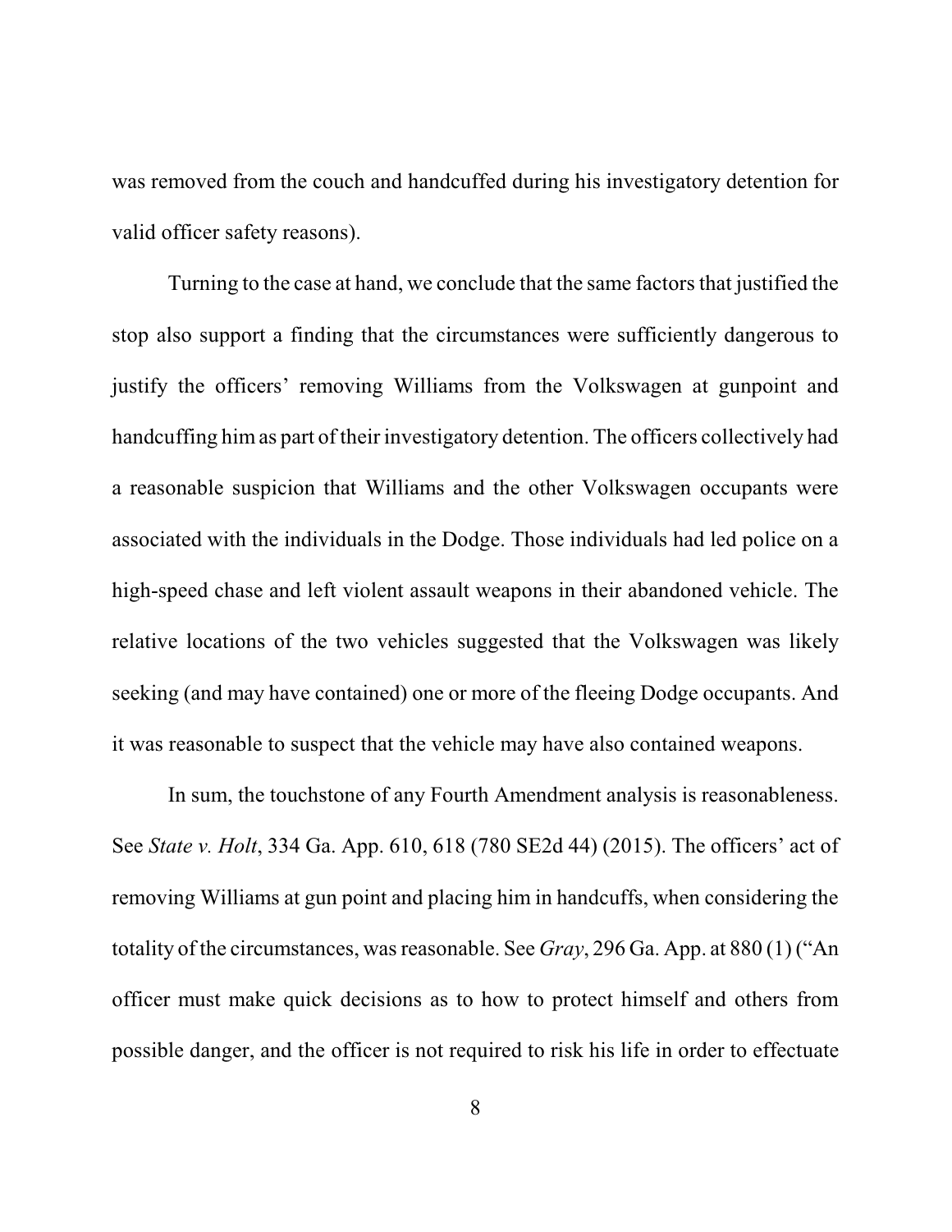was removed from the couch and handcuffed during his investigatory detention for valid officer safety reasons).

Turning to the case at hand, we conclude that the same factors that justified the stop also support a finding that the circumstances were sufficiently dangerous to justify the officers' removing Williams from the Volkswagen at gunpoint and handcuffing him as part of their investigatory detention. The officers collectively had a reasonable suspicion that Williams and the other Volkswagen occupants were associated with the individuals in the Dodge. Those individuals had led police on a high-speed chase and left violent assault weapons in their abandoned vehicle. The relative locations of the two vehicles suggested that the Volkswagen was likely seeking (and may have contained) one or more of the fleeing Dodge occupants. And it was reasonable to suspect that the vehicle may have also contained weapons.

In sum, the touchstone of any Fourth Amendment analysis is reasonableness. See *State v. Holt*, 334 Ga. App. 610, 618 (780 SE2d 44) (2015). The officers' act of removing Williams at gun point and placing him in handcuffs, when considering the totality of the circumstances, was reasonable. See *Gray*, 296 Ga. App. at 880 (1) ("An officer must make quick decisions as to how to protect himself and others from possible danger, and the officer is not required to risk his life in order to effectuate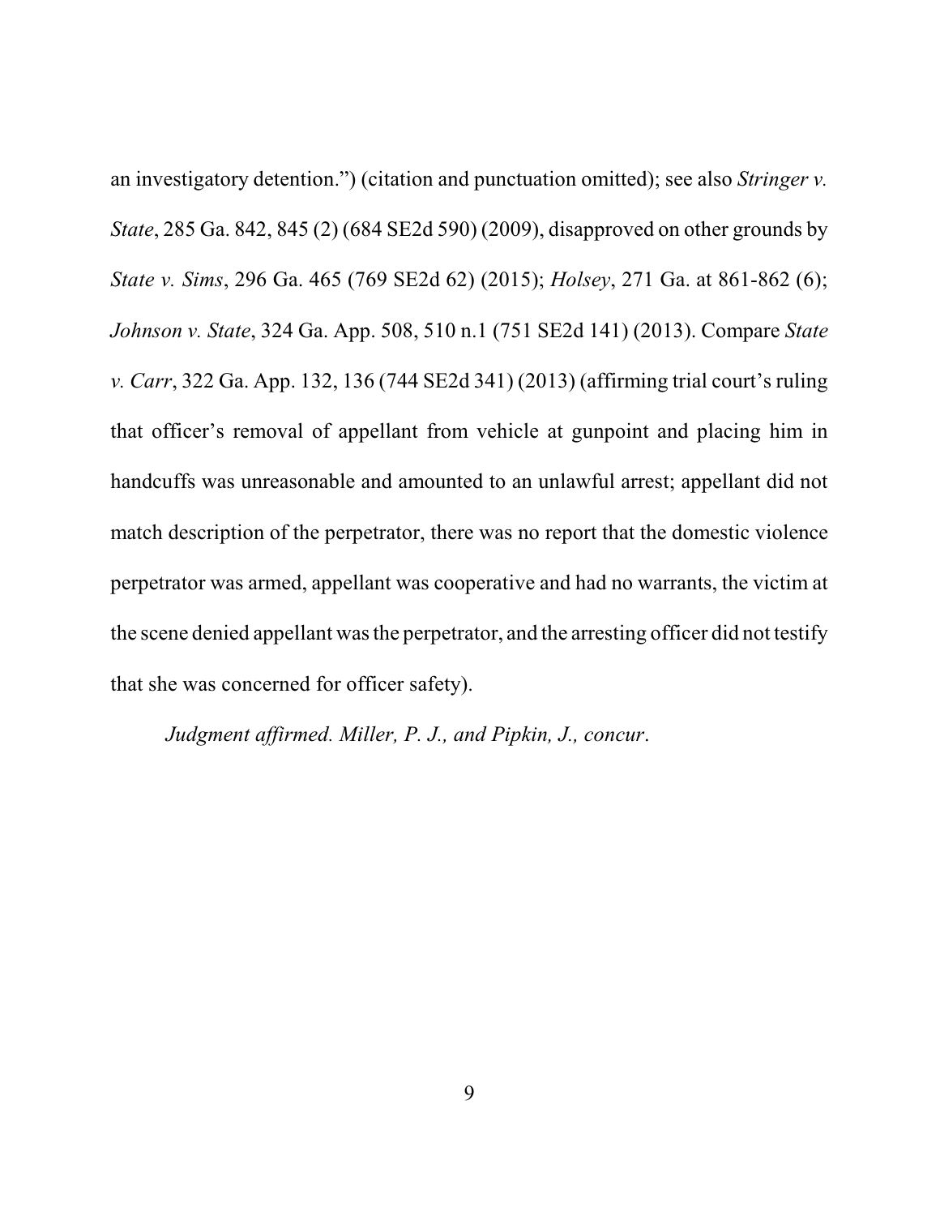an investigatory detention.") (citation and punctuation omitted); see also *Stringer v. State*, 285 Ga. 842, 845 (2) (684 SE2d 590) (2009), disapproved on other grounds by *State v. Sims*, 296 Ga. 465 (769 SE2d 62) (2015); *Holsey*, 271 Ga. at 861-862 (6); *Johnson v. State*, 324 Ga. App. 508, 510 n.1 (751 SE2d 141) (2013). Compare *State v. Carr*, 322 Ga. App. 132, 136 (744 SE2d 341) (2013) (affirming trial court's ruling that officer's removal of appellant from vehicle at gunpoint and placing him in handcuffs was unreasonable and amounted to an unlawful arrest; appellant did not match description of the perpetrator, there was no report that the domestic violence perpetrator was armed, appellant was cooperative and had no warrants, the victim at the scene denied appellant was the perpetrator, and the arresting officer did not testify that she was concerned for officer safety).

*Judgment affirmed. Miller, P. J., and Pipkin, J., concur*.